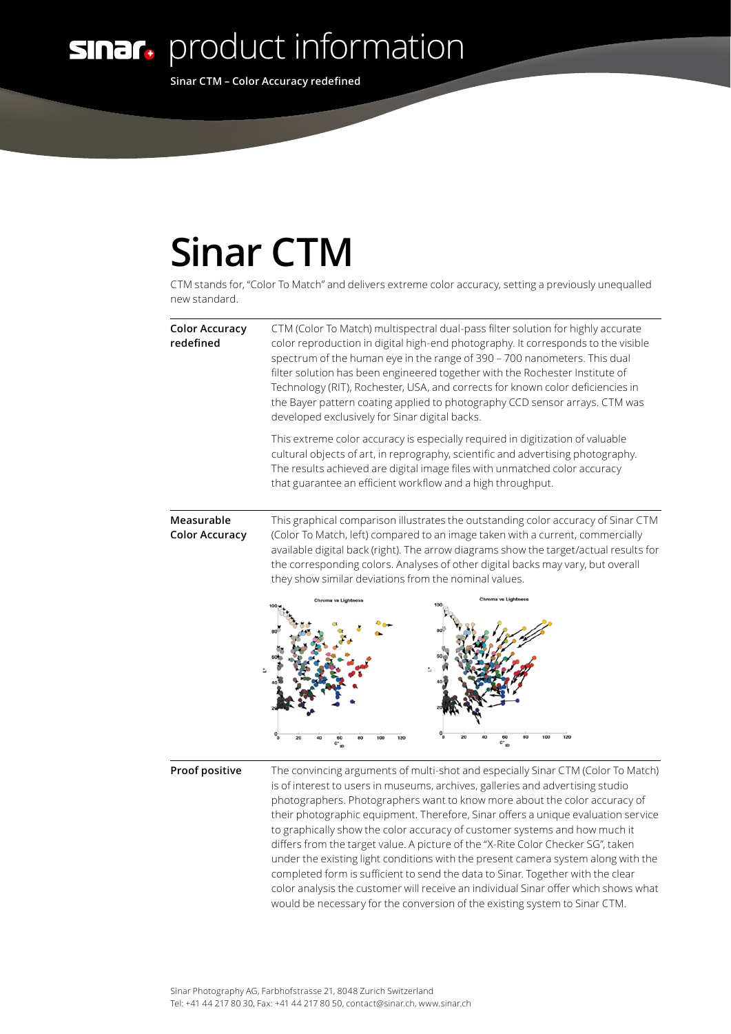# sinar product information

**Sinar CTM – Color Accuracy redefined**

# Sinar CTM

CTM stands for, "Color To Match" and delivers extreme color accuracy, setting a previously unequalled new standard.

### Color Accuracy redefined

CTM (Color To Match) multispectral dual-pass filter solution for highly accurate color reproduction in digital high-end photography. It corresponds to the visible spectrum of the human eye in the range of 390 – 700 nanometers. This dual filter solution has been engineered together with the Rochester Institute of Technology (RIT), Rochester, USA, and corrects for known color deficiencies in the Bayer pattern coating applied to photography CCD sensor arrays. CTM was developed exclusively for Sinar digital backs.

This extreme color accuracy is especially required in digitization of valuable cultural objects of art, in reprography, scientific and advertising photography. The results achieved are digital image files with unmatched color accuracy that guarantee an efficient workflow and a high throughput.

### Measurable Color Accuracy

This graphical comparison illustrates the outstanding color accuracy of Sinar CTM (Color To Match, left) compared to an image taken with a current, commercially available digital back (right). The arrow diagrams show the target/actual results for the corresponding colors. Analyses of other digital backs may vary, but overall they show similar deviations from the nominal values.

### Proof positive

The convincing arguments of multi-shot and especially Sinar CTM (Color To Match) is of interest to users in museums, archives, galleries and advertising studio photographers. Photographers want to know more about the color accuracy of their photographic equipment. Therefore, Sinar offers a unique evaluation service to graphically show the color accuracy of customer systems and how much it differs from the target value. A picture of the "X-Rite Color Checker SG", taken under the existing light conditions with the present camera system along with the completed form is sufficient to send the data to Sinar. Together with the clear color analysis the customer will receive an individual Sinar offer which shows what would be necessary for the conversion of the existing system to Sinar CTM.

Sinar Photography AG, Farbhofstrasse 21, 8048 Zurich Switzerland
Tel: +41 44 217 80 30, Fax: +41 44 217 80 50, contact@sinar.ch, www.sinar.ch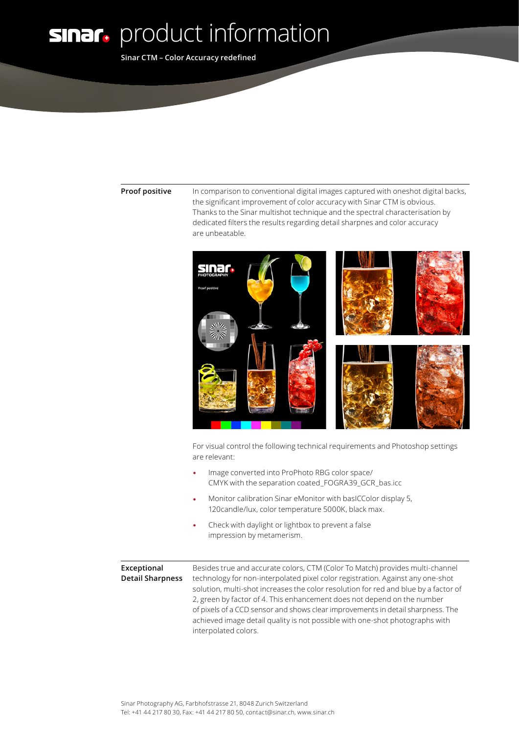# product information

**Sinar CTM – Color Accuracy redefined**

**Proof positive**

In comparison to conventional digital images captured with oneshot digital backs, the significant improvement of color accuracy with Sinar CTM is obvious. Thanks to the Sinar multishot technique and the spectral characterisation by dedicated filters the results regarding detail sharpnes and color accuracy are unbeatable.

For visual control the following technical requirements and Photoshop settings are relevant:

- Image converted into ProPhoto RBG color space/ CMYK with the separation coated_FOGRA39_GCR_bas.icc
- Monitor calibration Sinar eMonitor with basICColor display 5, 120candle/lux, color temperature 5000K, black max.
- Check with daylight or lightbox to prevent a false impression by metamerism.

**Exceptional Detail Sharpness**

Besides true and accurate colors, CTM (Color To Match) provides multi-channel technology for non-interpolated pixel color registration. Against any one-shot solution, multi-shot increases the color resolution for red and blue by a factor of 2, green by factor of 4. This enhancement does not depend on the number of pixels of a CCD sensor and shows clear improvements in detail sharpness. The achieved image detail quality is not possible with one-shot photographs with interpolated colors.

Sinar Photography AG, Farbhofstrasse 21, 8048 Zurich Switzerland
Tel: +41 44 217 80 30, Fax: +41 44 217 80 50, contact@sinar.ch, www.sinar.ch